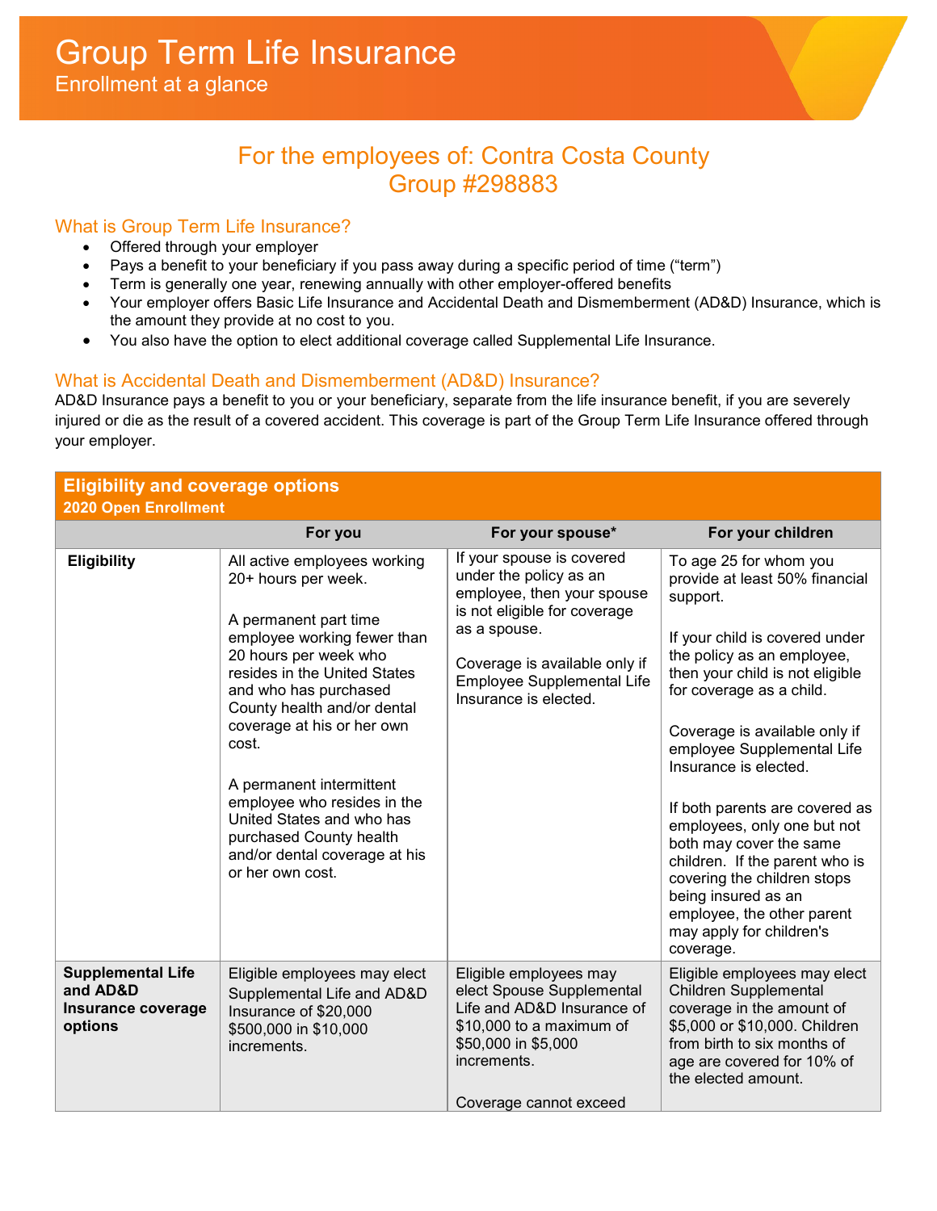# Group Term Life Insurance

Enrollment at a glance

## For the employees of: Contra Costa County Group #298883

### What is Group Term Life Insurance?

- Offered through your employer
- Pays a benefit to your beneficiary if you pass away during a specific period of time ("term")
- Term is generally one year, renewing annually with other employer-offered benefits
- Your employer offers Basic Life Insurance and Accidental Death and Dismemberment (AD&D) Insurance, which is the amount they provide at no cost to you.
- You also have the option to elect additional coverage called Supplemental Life Insurance.

### What is Accidental Death and Dismemberment (AD&D) Insurance?

AD&D Insurance pays a benefit to you or your beneficiary, separate from the life insurance benefit, if you are severely injured or die as the result of a covered accident. This coverage is part of the Group Term Life Insurance offered through your employer.

| **Eligibility and coverage options**<br>**2020 Open Enrollment** | | | |
|---|---|---|---|
| | **For you** | **For your spouse*** | **For your children** |
| **Eligibility** | All active employees working 20+ hours per week.<br><br>A permanent part time employee working fewer than 20 hours per week who resides in the United States and who has purchased County health and/or dental coverage at his or her own cost.<br><br>A permanent intermittent employee who resides in the United States and who has purchased County health and/or dental coverage at his or her own cost. | If your spouse is covered under the policy as an employee, then your spouse is not eligible for coverage as a spouse.<br><br>Coverage is available only if Employee Supplemental Life Insurance is elected. | To age 25 for whom you provide at least 50% financial support.<br><br>If your child is covered under the policy as an employee, then your child is not eligible for coverage as a child.<br><br>Coverage is available only if employee Supplemental Life Insurance is elected.<br><br>If both parents are covered as employees, only one but not both may cover the same children. If the parent who is covering the children stops being insured as an employee, the other parent may apply for children's coverage. |
| **Supplemental Life and AD&D Insurance coverage options** | Eligible employees may elect Supplemental Life and AD&D Insurance of $20,000 $500,000 in $10,000 increments. | Eligible employees may elect Spouse Supplemental Life and AD&D Insurance of $10,000 to a maximum of $50,000 in $5,000 increments.<br><br>Coverage cannot exceed | Eligible employees may elect Children Supplemental coverage in the amount of $5,000 or $10,000. Children from birth to six months of age are covered for 10% of the elected amount. |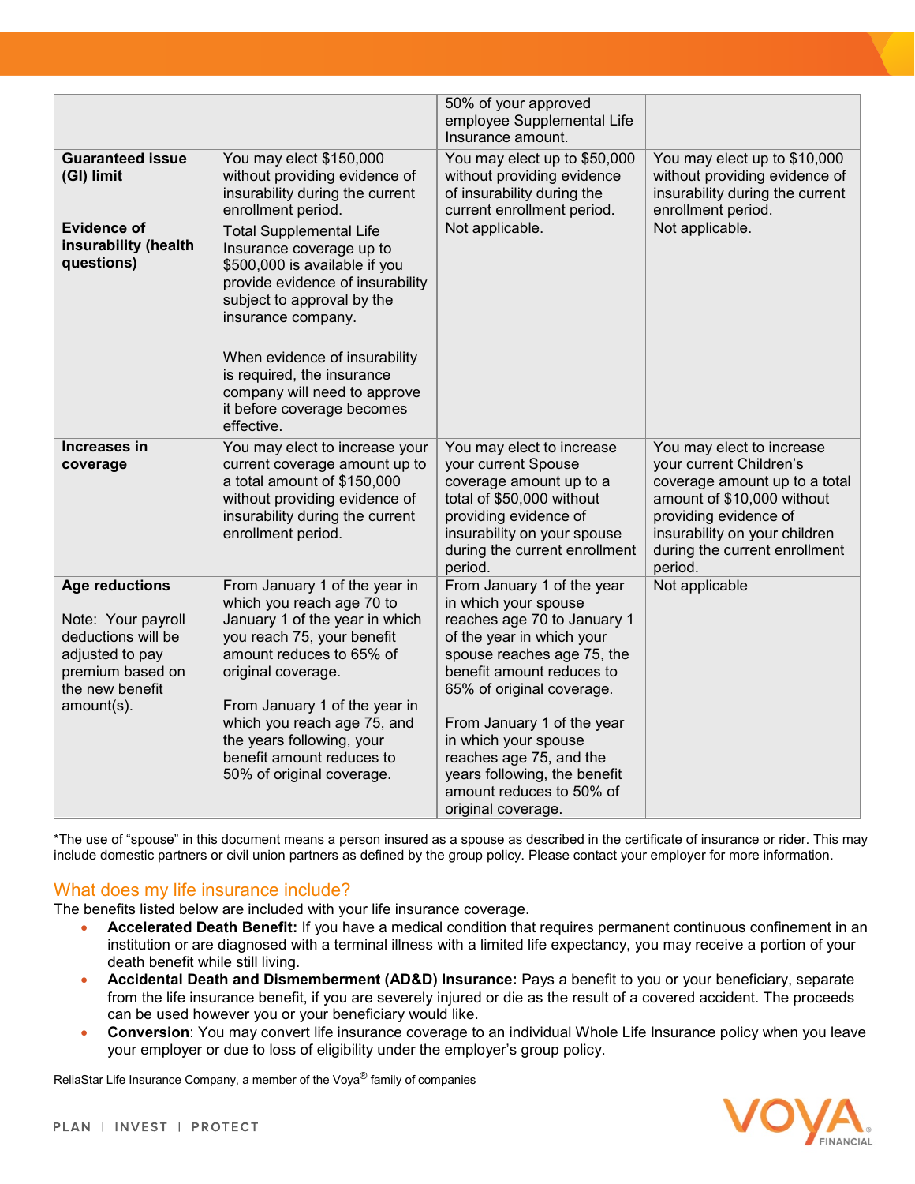| | | | |
|---|---|---|---|
| | | 50% of your approved employee Supplemental Life Insurance amount. | |
| **Guaranteed issue (GI) limit** | You may elect $150,000 without providing evidence of insurability during the current enrollment period. | You may elect up to $50,000 without providing evidence of insurability during the current enrollment period. | You may elect up to $10,000 without providing evidence of insurability during the current enrollment period. |
| **Evidence of insurability (health questions)** | Total Supplemental Life Insurance coverage up to $500,000 is available if you provide evidence of insurability subject to approval by the insurance company.<br><br>When evidence of insurability is required, the insurance company will need to approve it before coverage becomes effective. | Not applicable. | Not applicable. |
| **Increases in coverage** | You may elect to increase your current coverage amount up to a total amount of $150,000 without providing evidence of insurability during the current enrollment period. | You may elect to increase your current Spouse coverage amount up to a total of $50,000 without providing evidence of insurability on your spouse during the current enrollment period. | You may elect to increase your current Children's coverage amount up to a total amount of $10,000 without providing evidence of insurability on your children during the current enrollment period. |
| **Age reductions**<br><br>Note: Your payroll deductions will be adjusted to pay premium based on the new benefit amount(s). | From January 1 of the year in which you reach age 70 to January 1 of the year in which you reach 75, your benefit amount reduces to 65% of original coverage.<br><br>From January 1 of the year in which you reach age 75, and the years following, your benefit amount reduces to 50% of original coverage. | From January 1 of the year in which your spouse reaches age 70 to January 1 of the year in which your spouse reaches age 75, the benefit amount reduces to 65% of original coverage.<br><br>From January 1 of the year in which your spouse reaches age 75, and the years following, the benefit amount reduces to 50% of original coverage. | Not applicable |

*The use of "spouse" in this document means a person insured as a spouse as described in the certificate of insurance or rider. This may include domestic partners or civil union partners as defined by the group policy. Please contact your employer for more information.

## What does my life insurance include?

The benefits listed below are included with your life insurance coverage.

- **Accelerated Death Benefit:** If you have a medical condition that requires permanent continuous confinement in an institution or are diagnosed with a terminal illness with a limited life expectancy, you may receive a portion of your death benefit while still living.
- **Accidental Death and Dismemberment (AD&D) Insurance:** Pays a benefit to you or your beneficiary, separate from the life insurance benefit, if you are severely injured or die as the result of a covered accident. The proceeds can be used however you or your beneficiary would like.
- **Conversion**: You may convert life insurance coverage to an individual Whole Life Insurance policy when you leave your employer or due to loss of eligibility under the employer's group policy.

ReliaStar Life Insurance Company, a member of the Voya® family of companies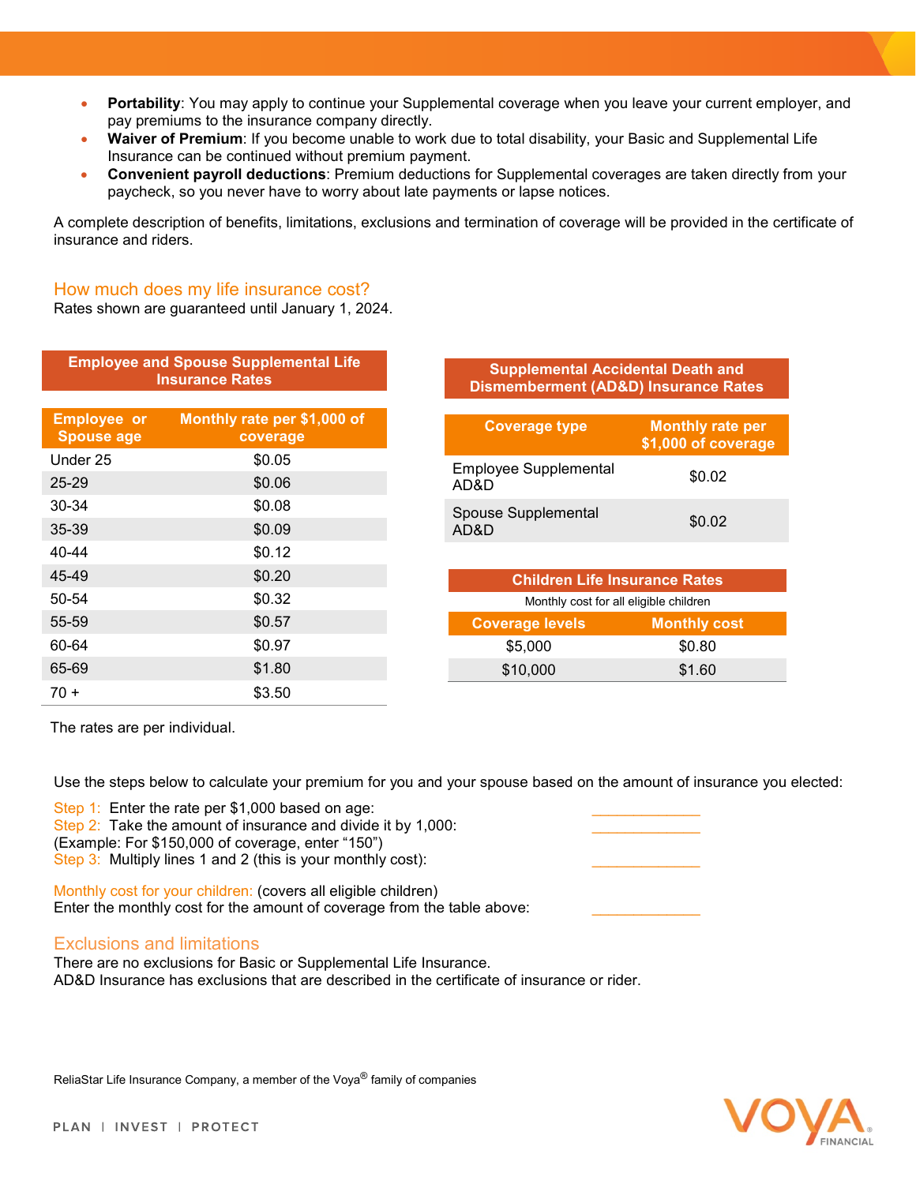- **Portability**: You may apply to continue your Supplemental coverage when you leave your current employer, and pay premiums to the insurance company directly.
- **Waiver of Premium**: If you become unable to work due to total disability, your Basic and Supplemental Life Insurance can be continued without premium payment.
- **Convenient payroll deductions**: Premium deductions for Supplemental coverages are taken directly from your paycheck, so you never have to worry about late payments or lapse notices.

A complete description of benefits, limitations, exclusions and termination of coverage will be provided in the certificate of insurance and riders.

## How much does my life insurance cost?

Rates shown are guaranteed until January 1, 2024.

**Employee and Spouse Supplemental Life Insurance Rates**

| Employee or Spouse age | Monthly rate per $1,000 of coverage |
|---|---|
| Under 25 | $0.05 |
| 25-29 | $0.06 |
| 30-34 | $0.08 |
| 35-39 | $0.09 |
| 40-44 | $0.12 |
| 45-49 | $0.20 |
| 50-54 | $0.32 |
| 55-59 | $0.57 |
| 60-64 | $0.97 |
| 65-69 | $1.80 |
| 70 + | $3.50 |

The rates are per individual.

**Supplemental Accidental Death and Dismemberment (AD&D) Insurance Rates**

| Coverage type | Monthly rate per $1,000 of coverage |
|---|---|
| Employee Supplemental AD&D | $0.02 |
| Spouse Supplemental AD&D | $0.02 |

**Children Life Insurance Rates**

Monthly cost for all eligible children

| Coverage levels | Monthly cost |
|---|---|
| $5,000 | $0.80 |
| $10,000 | $1.60 |

Use the steps below to calculate your premium for you and your spouse based on the amount of insurance you elected:

Step 1: Enter the rate per $1,000 based on age: ______________
Step 2: Take the amount of insurance and divide it by 1,000: ______________
(Example: For $150,000 of coverage, enter "150")
Step 3: Multiply lines 1 and 2 (this is your monthly cost): ______________

Monthly cost for your children: (covers all eligible children)
Enter the monthly cost for the amount of coverage from the table above: ______________

## Exclusions and limitations

There are no exclusions for Basic or Supplemental Life Insurance.
AD&D Insurance has exclusions that are described in the certificate of insurance or rider.

ReliaStar Life Insurance Company, a member of the Voya® family of companies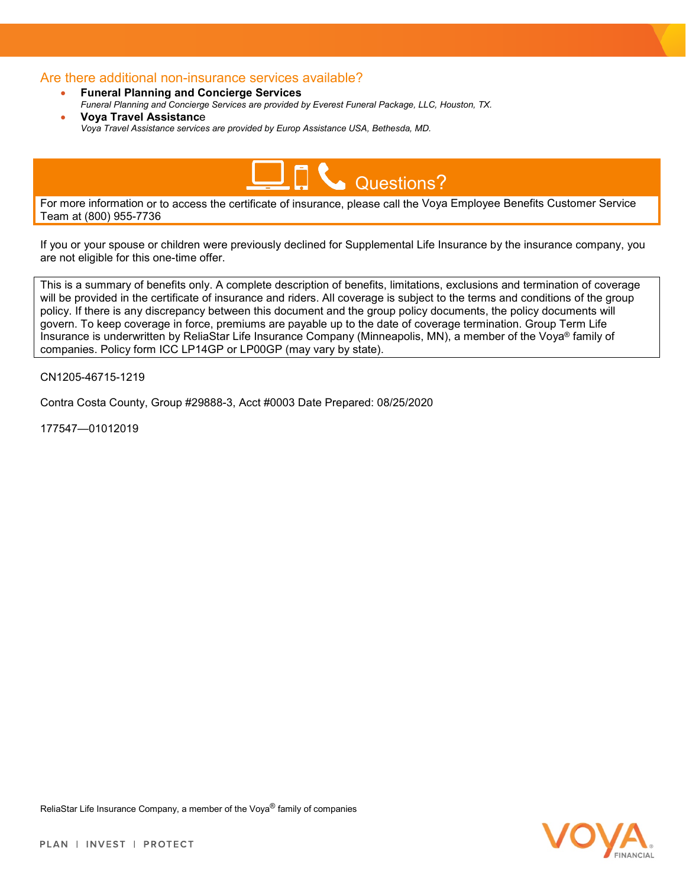## Are there additional non-insurance services available?

- **Funeral Planning and Concierge Services**
  *Funeral Planning and Concierge Services are provided by Everest Funeral Package, LLC, Houston, TX.*
- **Voya Travel Assistance**
  *Voya Travel Assistance services are provided by Europ Assistance USA, Bethesda, MD.*

## Questions?

For more information or to access the certificate of insurance, please call the Voya Employee Benefits Customer Service Team at (800) 955-7736

If you or your spouse or children were previously declined for Supplemental Life Insurance by the insurance company, you are not eligible for this one-time offer.

This is a summary of benefits only. A complete description of benefits, limitations, exclusions and termination of coverage will be provided in the certificate of insurance and riders. All coverage is subject to the terms and conditions of the group policy. If there is any discrepancy between this document and the group policy documents, the policy documents will govern. To keep coverage in force, premiums are payable up to the date of coverage termination. Group Term Life Insurance is underwritten by ReliaStar Life Insurance Company (Minneapolis, MN), a member of the Voya® family of companies. Policy form ICC LP14GP or LP00GP (may vary by state).

CN1205-46715-1219

Contra Costa County, Group #29888-3, Acct #0003 Date Prepared: 08/25/2020

177547—01012019

ReliaStar Life Insurance Company, a member of the Voya® family of companies

PLAN | INVEST | PROTECT

VOYA FINANCIAL